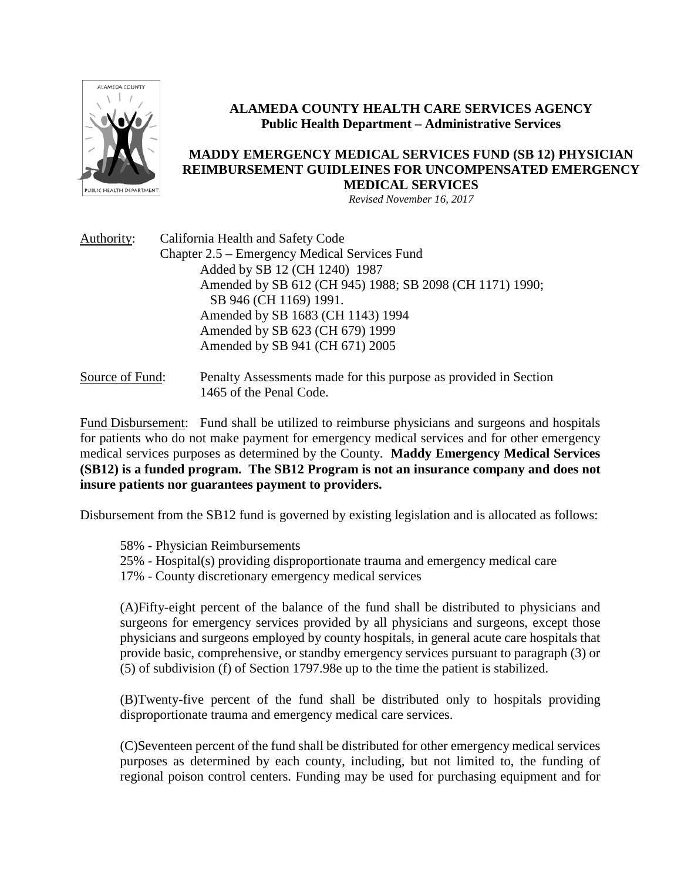# ALAMEDA COUNTY HEALTH CARE SERVICES AGENCY

**Public Health Department – Administrative Services**

## MADDY EMERGENCY MEDICAL SERVICES FUND (SB 12) PHYSICIAN REIMBURSEMENT GUIDLEINES FOR UNCOMPENSATED EMERGENCY MEDICAL SERVICES

*Revised November 16, 2017*

Authority: California Health and Safety Code
Chapter 2.5 – Emergency Medical Services Fund
Added by SB 12 (CH 1240) 1987
Amended by SB 612 (CH 945) 1988; SB 2098 (CH 1171) 1990; SB 946 (CH 1169) 1991.
Amended by SB 1683 (CH 1143) 1994
Amended by SB 623 (CH 679) 1999
Amended by SB 941 (CH 671) 2005

Source of Fund: Penalty Assessments made for this purpose as provided in Section 1465 of the Penal Code.

Fund Disbursement: Fund shall be utilized to reimburse physicians and surgeons and hospitals for patients who do not make payment for emergency medical services and for other emergency medical services purposes as determined by the County. **Maddy Emergency Medical Services (SB12) is a funded program. The SB12 Program is not an insurance company and does not insure patients nor guarantees payment to providers.**

Disbursement from the SB12 fund is governed by existing legislation and is allocated as follows:

58% - Physician Reimbursements
25% - Hospital(s) providing disproportionate trauma and emergency medical care
17% - County discretionary emergency medical services

(A)Fifty-eight percent of the balance of the fund shall be distributed to physicians and surgeons for emergency services provided by all physicians and surgeons, except those physicians and surgeons employed by county hospitals, in general acute care hospitals that provide basic, comprehensive, or standby emergency services pursuant to paragraph (3) or (5) of subdivision (f) of Section 1797.98e up to the time the patient is stabilized.

(B)Twenty-five percent of the fund shall be distributed only to hospitals providing disproportionate trauma and emergency medical care services.

(C)Seventeen percent of the fund shall be distributed for other emergency medical services purposes as determined by each county, including, but not limited to, the funding of regional poison control centers. Funding may be used for purchasing equipment and for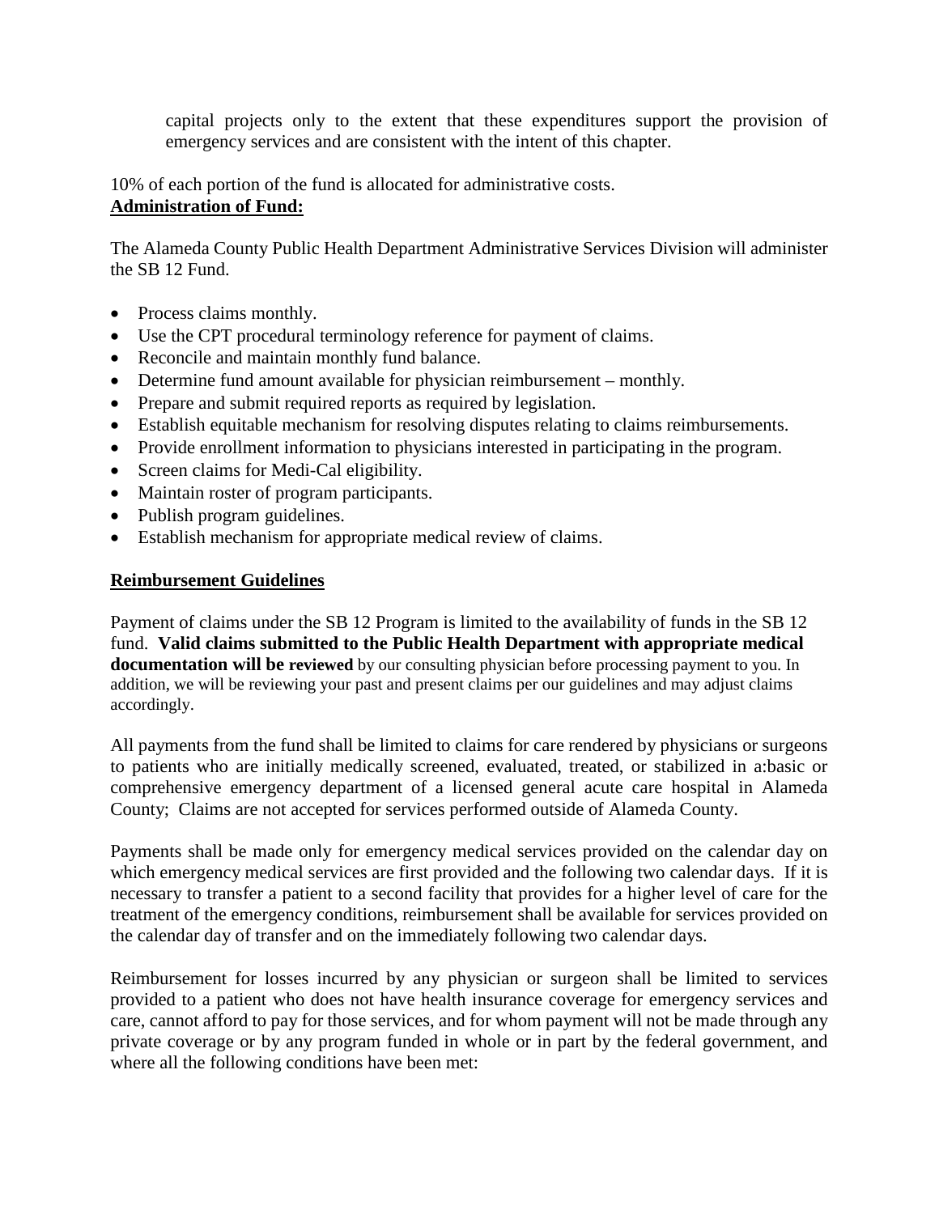capital projects only to the extent that these expenditures support the provision of emergency services and are consistent with the intent of this chapter.

10% of each portion of the fund is allocated for administrative costs.

**Administration of Fund:**

The Alameda County Public Health Department Administrative Services Division will administer the SB 12 Fund.

- Process claims monthly.
- Use the CPT procedural terminology reference for payment of claims.
- Reconcile and maintain monthly fund balance.
- Determine fund amount available for physician reimbursement – monthly.
- Prepare and submit required reports as required by legislation.
- Establish equitable mechanism for resolving disputes relating to claims reimbursements.
- Provide enrollment information to physicians interested in participating in the program.
- Screen claims for Medi-Cal eligibility.
- Maintain roster of program participants.
- Publish program guidelines.
- Establish mechanism for appropriate medical review of claims.

**Reimbursement Guidelines**

Payment of claims under the SB 12 Program is limited to the availability of funds in the SB 12 fund. **Valid claims submitted to the Public Health Department with appropriate medical documentation will be reviewed** by our consulting physician before processing payment to you. In addition, we will be reviewing your past and present claims per our guidelines and may adjust claims accordingly.

All payments from the fund shall be limited to claims for care rendered by physicians or surgeons to patients who are initially medically screened, evaluated, treated, or stabilized in a:basic or comprehensive emergency department of a licensed general acute care hospital in Alameda County; Claims are not accepted for services performed outside of Alameda County.

Payments shall be made only for emergency medical services provided on the calendar day on which emergency medical services are first provided and the following two calendar days. If it is necessary to transfer a patient to a second facility that provides for a higher level of care for the treatment of the emergency conditions, reimbursement shall be available for services provided on the calendar day of transfer and on the immediately following two calendar days.

Reimbursement for losses incurred by any physician or surgeon shall be limited to services provided to a patient who does not have health insurance coverage for emergency services and care, cannot afford to pay for those services, and for whom payment will not be made through any private coverage or by any program funded in whole or in part by the federal government, and where all the following conditions have been met: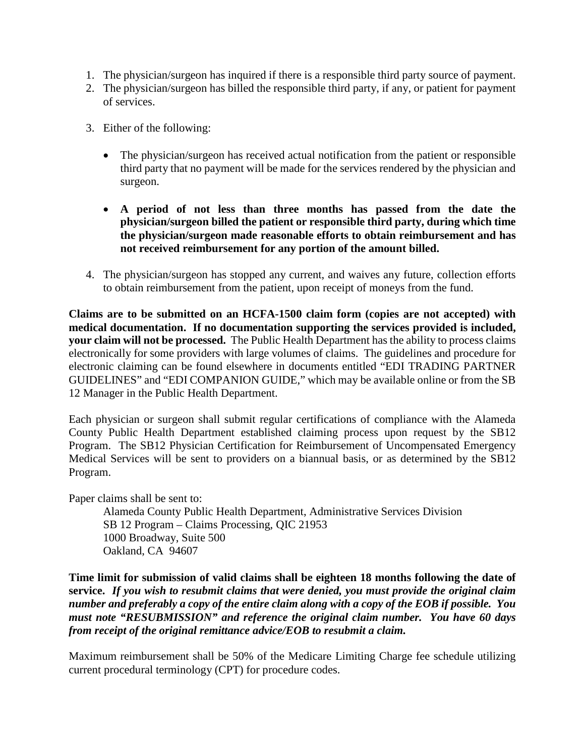1. The physician/surgeon has inquired if there is a responsible third party source of payment.
2. The physician/surgeon has billed the responsible third party, if any, or patient for payment of services.
3. Either of the following:
   - The physician/surgeon has received actual notification from the patient or responsible third party that no payment will be made for the services rendered by the physician and surgeon.
   - **A period of not less than three months has passed from the date the physician/surgeon billed the patient or responsible third party, during which time the physician/surgeon made reasonable efforts to obtain reimbursement and has not received reimbursement for any portion of the amount billed.**
4. The physician/surgeon has stopped any current, and waives any future, collection efforts to obtain reimbursement from the patient, upon receipt of moneys from the fund.

**Claims are to be submitted on an HCFA-1500 claim form (copies are not accepted) with medical documentation. If no documentation supporting the services provided is included, your claim will not be processed.** The Public Health Department has the ability to process claims electronically for some providers with large volumes of claims. The guidelines and procedure for electronic claiming can be found elsewhere in documents entitled "EDI TRADING PARTNER GUIDELINES" and "EDI COMPANION GUIDE," which may be available online or from the SB 12 Manager in the Public Health Department.

Each physician or surgeon shall submit regular certifications of compliance with the Alameda County Public Health Department established claiming process upon request by the SB12 Program. The SB12 Physician Certification for Reimbursement of Uncompensated Emergency Medical Services will be sent to providers on a biannual basis, or as determined by the SB12 Program.

Paper claims shall be sent to:

Alameda County Public Health Department, Administrative Services Division
SB 12 Program – Claims Processing, QIC 21953
1000 Broadway, Suite 500
Oakland, CA 94607

**Time limit for submission of valid claims shall be eighteen 18 months following the date of service.** ***If you wish to resubmit claims that were denied, you must provide the original claim number and preferably a copy of the entire claim along with a copy of the EOB if possible. You must note "RESUBMISSION" and reference the original claim number. You have 60 days from receipt of the original remittance advice/EOB to resubmit a claim.***

Maximum reimbursement shall be 50% of the Medicare Limiting Charge fee schedule utilizing current procedural terminology (CPT) for procedure codes.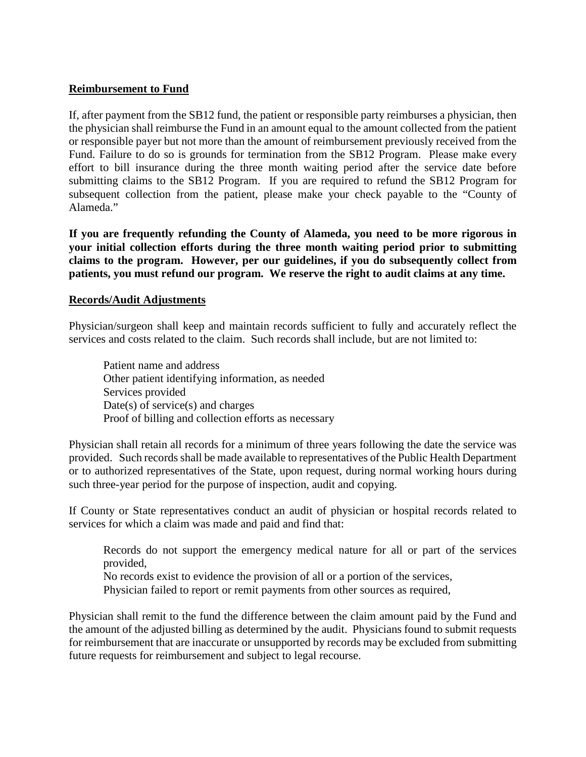**Reimbursement to Fund**

If, after payment from the SB12 fund, the patient or responsible party reimburses a physician, then the physician shall reimburse the Fund in an amount equal to the amount collected from the patient or responsible payer but not more than the amount of reimbursement previously received from the Fund. Failure to do so is grounds for termination from the SB12 Program. Please make every effort to bill insurance during the three month waiting period after the service date before submitting claims to the SB12 Program. If you are required to refund the SB12 Program for subsequent collection from the patient, please make your check payable to the "County of Alameda."

**If you are frequently refunding the County of Alameda, you need to be more rigorous in your initial collection efforts during the three month waiting period prior to submitting claims to the program. However, per our guidelines, if you do subsequently collect from patients, you must refund our program. We reserve the right to audit claims at any time.**

**Records/Audit Adjustments**

Physician/surgeon shall keep and maintain records sufficient to fully and accurately reflect the services and costs related to the claim. Such records shall include, but are not limited to:

- Patient name and address
- Other patient identifying information, as needed
- Services provided
- Date(s) of service(s) and charges
- Proof of billing and collection efforts as necessary

Physician shall retain all records for a minimum of three years following the date the service was provided. Such records shall be made available to representatives of the Public Health Department or to authorized representatives of the State, upon request, during normal working hours during such three-year period for the purpose of inspection, audit and copying.

If County or State representatives conduct an audit of physician or hospital records related to services for which a claim was made and paid and find that:

- Records do not support the emergency medical nature for all or part of the services provided,
- No records exist to evidence the provision of all or a portion of the services,
- Physician failed to report or remit payments from other sources as required,

Physician shall remit to the fund the difference between the claim amount paid by the Fund and the amount of the adjusted billing as determined by the audit. Physicians found to submit requests for reimbursement that are inaccurate or unsupported by records may be excluded from submitting future requests for reimbursement and subject to legal recourse.